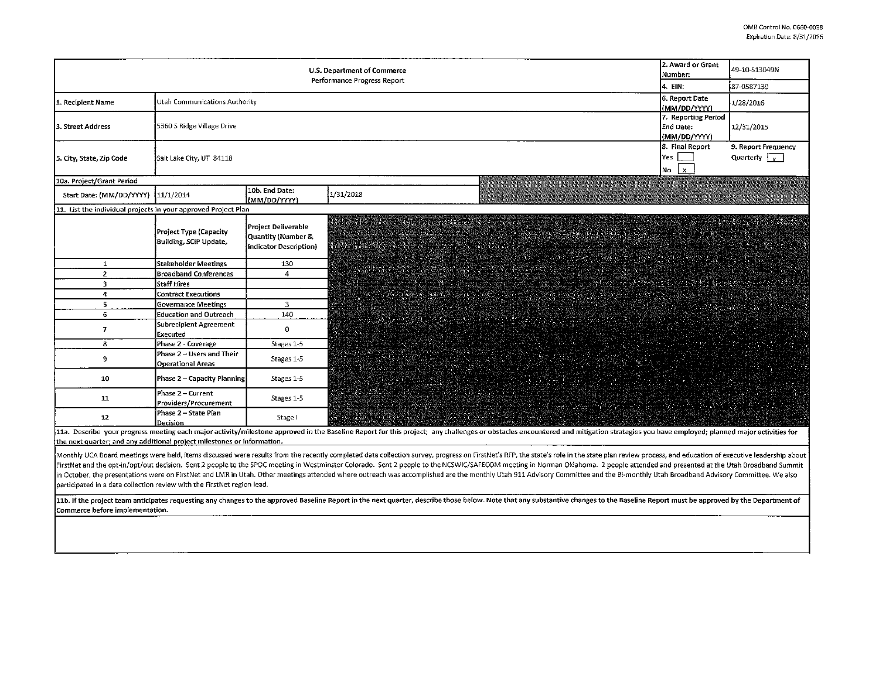OMB Control No. 0660-0038
Expiration Date: 8/31/2016

| U.S. Department of Commerce Performance Progress Report | | 2. Award or Grant Number: | 49-10-S13049N |
|---|---|---|---|
| | | 4. EIN: | 87-0587139 |
| 1. Recipient Name | Utah Communications Authority | 6. Report Date (MM/DD/YYYY) | 1/28/2016 |
| 3. Street Address | 5360 S Ridge Village Drive | 7. Reporting Period End Date: (MM/DD/YYYY) | 12/31/2015 |
| 5. City, State, Zip Code | Salt Lake City, UT 84118 | 8. Final Report Yes [ ] No [x] | 9. Report Frequency Quarterly [x] |

| 10a. Project/Grant Period | | | |
|---|---|---|---|
| Start Date: (MM/DD/YYYY) | 11/1/2014 | 10b. End Date: (MM/DD/YYYY) | 1/31/2018 |

**11. List the individual projects in your approved Project Plan**

| | Project Type (Capacity Building, SCIP Update, | Project Deliverable Quantity (Number & Indicator Description) |
|---|---|---|
| 1 | Stakeholder Meetings | 130 |
| 2 | Broadband Conferences | 4 |
| 3 | Staff Hires | |
| 4 | Contract Executions | |
| 5 | Governance Meetings | 3 |
| 6 | Education and Outreach | 140 |
| 7 | Subrecipient Agreement Executed | 0 |
| 8 | Phase 2 - Coverage | Stages 1-5 |
| 9 | Phase 2 – Users and Their Operational Areas | Stages 1-5 |
| 10 | Phase 2 – Capacity Planning | Stages 1-5 |
| 11 | Phase 2 – Current Providers/Procurement | Stages 1-5 |
| 12 | Phase 2 – State Plan Decision | Stage I |

**11a. Describe your progress meeting each major activity/milestone approved in the Baseline Report for this project; any challenges or obstacles encountered and mitigation strategies you have employed; planned major activities for the next quarter; and any additional project milestones or information.**

Monthly UCA Board meetings were held, items discussed were results from the recently completed data collection survey, progress on FirstNet's RFP, the state's role in the state plan review process, and education of executive leadership about FirstNet and the opt-in/opt/out decision. Sent 2 people to the SPOC meeting in Westminster Colorado. Sent 2 people to the NCSWIC/SAFECOM meeting in Norman Oklahoma. 2 people attended and presented at the Utah Broadband Summit in October, the presentations were on FirstNet and LMR in Utah. Other meetings attended where outreach was accomplished are the monthly Utah 911 Advisory Committee and the Bi-monthly Utah Broadband Advisory Committee. We also participated in a data collection review with the FirstNet region lead.

**11b. If the project team anticipates requesting any changes to the approved Baseline Report in the next quarter, describe those below. Note that any substantive changes to the Baseline Report must be approved by the Department of Commerce before implementation.**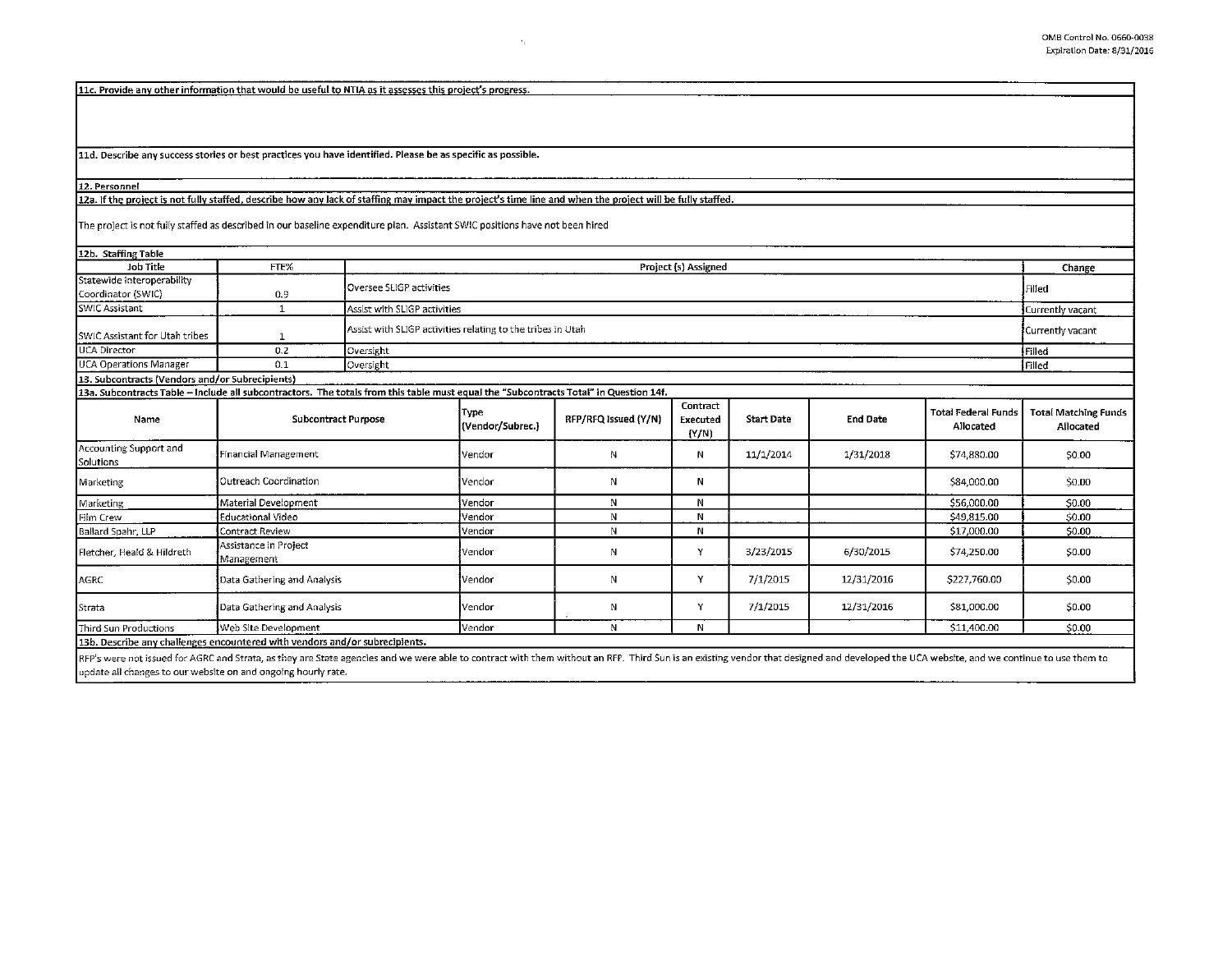**11c. Provide any other information that would be useful to NTIA as it assesses this project's progress.**

**11d. Describe any success stories or best practices you have identified. Please be as specific as possible.**

**12. Personnel**

**12a. If the project is not fully staffed, describe how any lack of staffing may impact the project's time line and when the project will be fully staffed.**

The project is not fully staffed as described in our baseline expenditure plan. Assistant SWIC positions have not been hired

**12b. Staffing Table**

| Job Title | FTE% | Project (s) Assigned | Change |
|---|---|---|---|
| Statewide Interoperability Coordinator (SWIC) | 0.9 | Oversee SLIGP activities | Filled |
| SWIC Assistant | 1 | Assist with SLIGP activities | Currently vacant |
| SWIC Assistant for Utah tribes | 1 | Assist with SLIGP activities relating to the tribes in Utah | Currently vacant |
| UCA Director | 0.2 | Oversight | Filled |
| UCA Operations Manager | 0.1 | Oversight | Filled |

**13. Subcontracts (Vendors and/or Subrecipients)**

**13a. Subcontracts Table – Include all subcontractors. The totals from this table must equal the "Subcontracts Total" in Question 14f.**

| Name | Subcontract Purpose | Type (Vendor/Subrec.) | RFP/RFQ Issued (Y/N) | Contract Executed (Y/N) | Start Date | End Date | Total Federal Funds Allocated | Total Matching Funds Allocated |
|---|---|---|---|---|---|---|---|---|
| Accounting Support and Solutions | Financial Management | Vendor | N | N | 11/1/2014 | 1/31/2018 | $74,880.00 | $0.00 |
| Marketing | Outreach Coordination | Vendor | N | N | | | $84,000.00 | $0.00 |
| Marketing | Material Development | Vendor | N | N | | | $56,000.00 | $0.00 |
| Film Crew | Educational Video | Vendor | N | N | | | $49,815.00 | $0.00 |
| Ballard Spahr, LLP | Contract Review | Vendor | N | N | | | $17,000.00 | $0.00 |
| Fletcher, Heald & Hildreth | Assistance in Project Management | Vendor | N | Y | 3/23/2015 | 6/30/2015 | $74,250.00 | $0.00 |
| AGRC | Data Gathering and Analysis | Vendor | N | Y | 7/1/2015 | 12/31/2016 | $227,760.00 | $0.00 |
| Strata | Data Gathering and Analysis | Vendor | N | Y | 7/1/2015 | 12/31/2016 | $81,000.00 | $0.00 |
| Third Sun Productions | Web Site Development | Vendor | N | N | | | $11,400.00 | $0.00 |

**13b. Describe any challenges encountered with vendors and/or subrecipients.**

RFP's were not issued for AGRC and Strata, as they are State agencies and we were able to contract with them without an RFP. Third Sun is an existing vendor that designed and developed the UCA website, and we continue to use them to update all changes to our website on and ongoing hourly rate.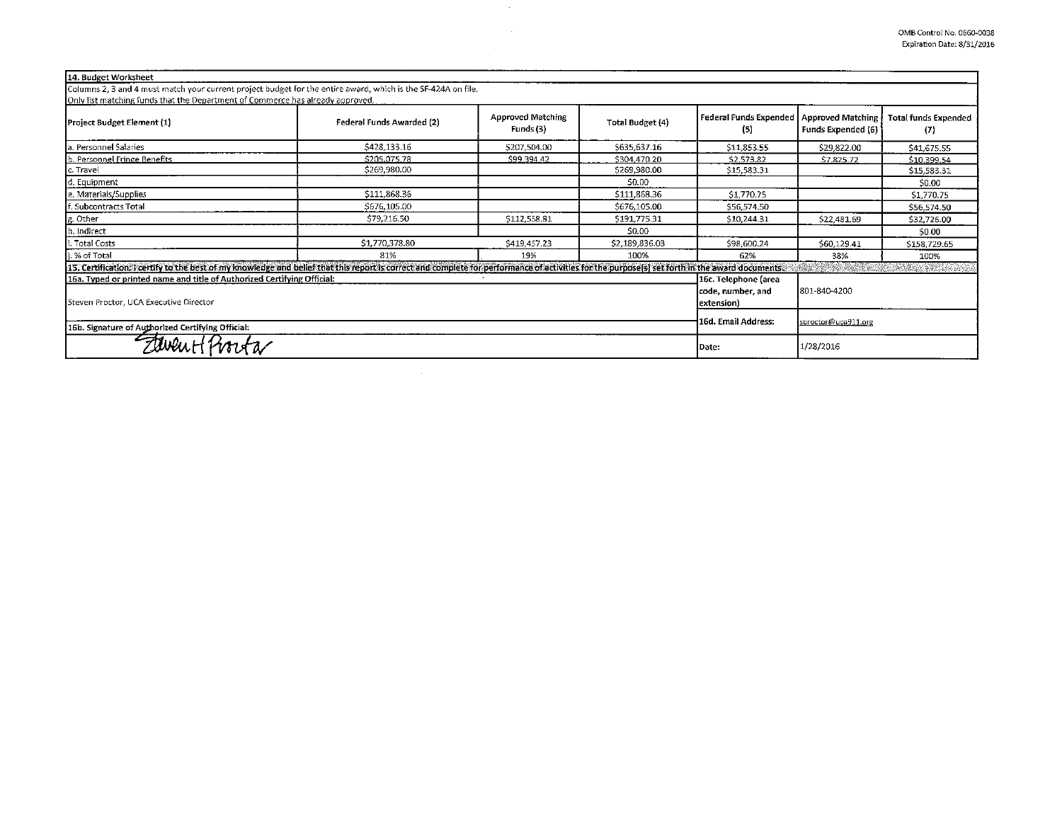OMB Control No. 0660-0038
Expiration Date: 8/31/2016

## 14. Budget Worksheet

Columns 2, 3 and 4 must match your current project budget for the entire award, which is the SF-424A on file.
Only list matching funds that the Department of Commerce has already approved.

| Project Budget Element (1) | Federal Funds Awarded (2) | Approved Matching Funds (3) | Total Budget (4) | Federal Funds Expended (5) | Approved Matching Funds Expended (6) | Total funds Expended (7) |
|---|---|---|---|---|---|---|
| a. Personnel Salaries | $428,133.16 | $207,504.00 | $635,637.16 | $11,853.55 | $29,822.00 | $41,675.55 |
| b. Personnel Fringe Benefits | $205,075.78 | $99,394.42 | $304,470.20 | $2,573.82 | $7,825.72 | $10,399.54 |
| c. Travel | $269,980.00 | | $269,980.00 | $15,583.31 | | $15,583.31 |
| d. Equipment | | | $0.00 | | | $0.00 |
| e. Materials/Supplies | $111,868.36 | | $111,868.36 | $1,770.75 | | $1,770.75 |
| f. Subcontracts Total | $676,105.00 | | $676,105.00 | $56,574.50 | | $56,574.50 |
| g. Other | $79,216.50 | $112,558.81 | $191,775.31 | $10,244.31 | $22,481.69 | $32,726.00 |
| h. Indirect | | | $0.00 | | | $0.00 |
| i. Total Costs | $1,770,378.80 | $419,457.23 | $2,189,836.03 | $98,600.24 | $60,129.41 | $158,729.65 |
| j. % of Total | 81% | 19% | 100% | 62% | 38% | 100% |

15. Certification: I certify to the best of my knowledge and belief that this report is correct and complete for performance of activities for the purpose(s) set forth in the award documents.

| | | |
|---|---|---|
| 16a. Typed or printed name and title of Authorized Certifying Official: Steven Proctor, UCA Executive Director | 16c. Telephone (area code, number, and extension) | 801-840-4200 |
| 16b. Signature of Authorized Certifying Official: Steven H Proctor | 16d. Email Address: | sproctor@uca911.org |
| | Date: | 1/28/2016 |